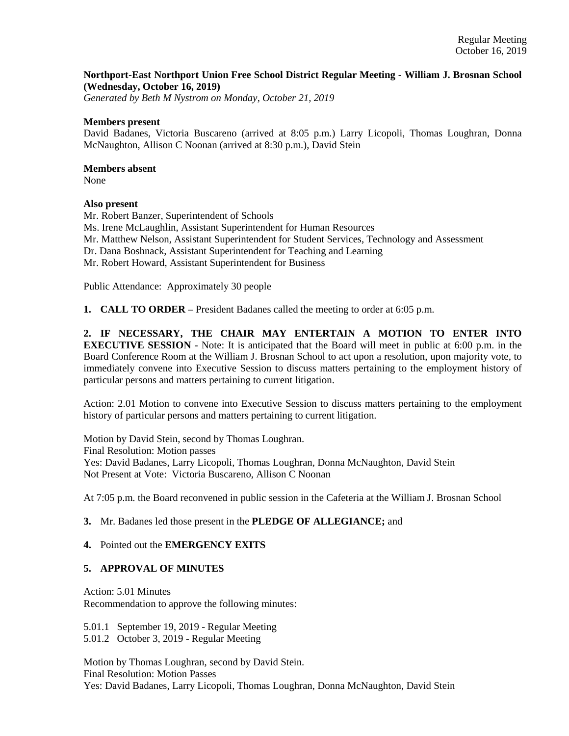**Northport-East Northport Union Free School District Regular Meeting - William J. Brosnan School (Wednesday, October 16, 2019)**
*Generated by Beth M Nystrom on Monday, October 21, 2019*

**Members present**
David Badanes, Victoria Buscareno (arrived at 8:05 p.m.) Larry Licopoli, Thomas Loughran, Donna McNaughton, Allison C Noonan (arrived at 8:30 p.m.), David Stein

**Members absent**
None

**Also present**
Mr. Robert Banzer, Superintendent of Schools
Ms. Irene McLaughlin, Assistant Superintendent for Human Resources
Mr. Matthew Nelson, Assistant Superintendent for Student Services, Technology and Assessment
Dr. Dana Boshnack, Assistant Superintendent for Teaching and Learning
Mr. Robert Howard, Assistant Superintendent for Business

Public Attendance: Approximately 30 people

**1. CALL TO ORDER** – President Badanes called the meeting to order at 6:05 p.m.

**2. IF NECESSARY, THE CHAIR MAY ENTERTAIN A MOTION TO ENTER INTO EXECUTIVE SESSION** - Note: It is anticipated that the Board will meet in public at 6:00 p.m. in the Board Conference Room at the William J. Brosnan School to act upon a resolution, upon majority vote, to immediately convene into Executive Session to discuss matters pertaining to the employment history of particular persons and matters pertaining to current litigation.

Action: 2.01 Motion to convene into Executive Session to discuss matters pertaining to the employment history of particular persons and matters pertaining to current litigation.

Motion by David Stein, second by Thomas Loughran.
Final Resolution: Motion passes
Yes: David Badanes, Larry Licopoli, Thomas Loughran, Donna McNaughton, David Stein
Not Present at Vote: Victoria Buscareno, Allison C Noonan

At 7:05 p.m. the Board reconvened in public session in the Cafeteria at the William J. Brosnan School

**3.** Mr. Badanes led those present in the **PLEDGE OF ALLEGIANCE;** and

**4.** Pointed out the **EMERGENCY EXITS**

**5. APPROVAL OF MINUTES**

Action: 5.01 Minutes
Recommendation to approve the following minutes:

5.01.1 September 19, 2019 - Regular Meeting
5.01.2 October 3, 2019 - Regular Meeting

Motion by Thomas Loughran, second by David Stein.
Final Resolution: Motion Passes
Yes: David Badanes, Larry Licopoli, Thomas Loughran, Donna McNaughton, David Stein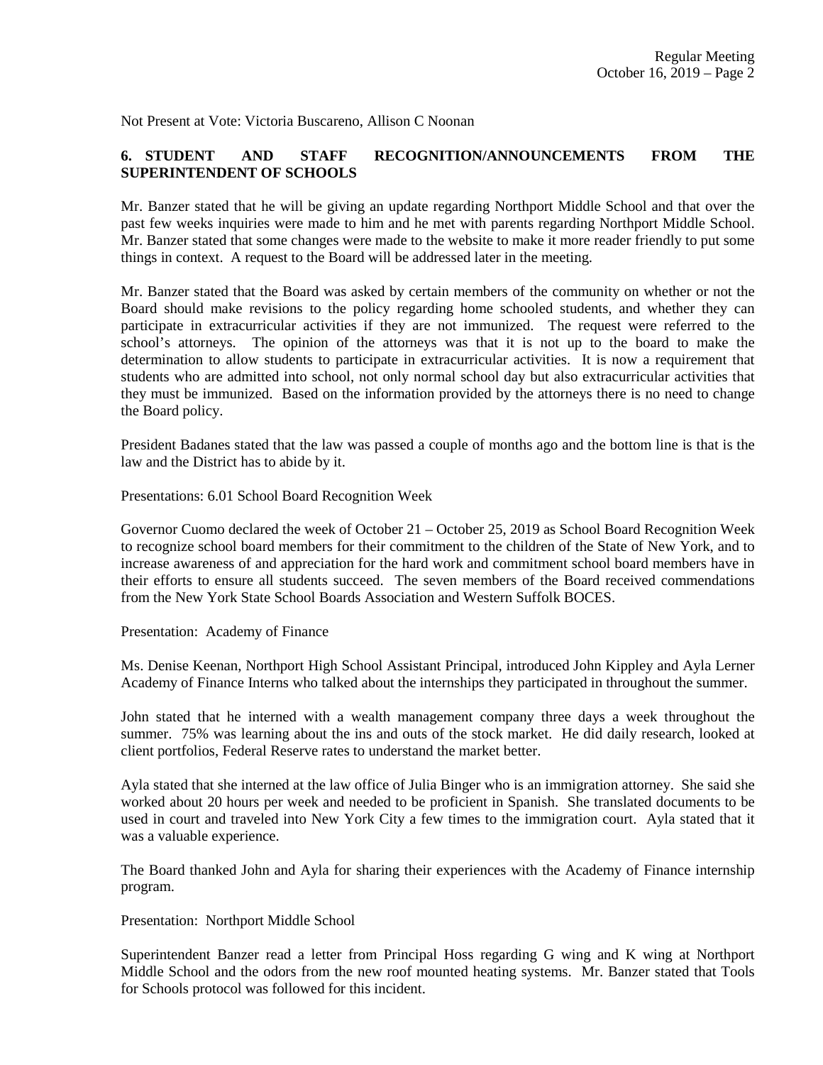Not Present at Vote: Victoria Buscareno, Allison C Noonan

**6. STUDENT AND STAFF RECOGNITION/ANNOUNCEMENTS FROM THE SUPERINTENDENT OF SCHOOLS**

Mr. Banzer stated that he will be giving an update regarding Northport Middle School and that over the past few weeks inquiries were made to him and he met with parents regarding Northport Middle School. Mr. Banzer stated that some changes were made to the website to make it more reader friendly to put some things in context. A request to the Board will be addressed later in the meeting.

Mr. Banzer stated that the Board was asked by certain members of the community on whether or not the Board should make revisions to the policy regarding home schooled students, and whether they can participate in extracurricular activities if they are not immunized. The request were referred to the school's attorneys. The opinion of the attorneys was that it is not up to the board to make the determination to allow students to participate in extracurricular activities. It is now a requirement that students who are admitted into school, not only normal school day but also extracurricular activities that they must be immunized. Based on the information provided by the attorneys there is no need to change the Board policy.

President Badanes stated that the law was passed a couple of months ago and the bottom line is that is the law and the District has to abide by it.

Presentations: 6.01 School Board Recognition Week

Governor Cuomo declared the week of October 21 – October 25, 2019 as School Board Recognition Week to recognize school board members for their commitment to the children of the State of New York, and to increase awareness of and appreciation for the hard work and commitment school board members have in their efforts to ensure all students succeed. The seven members of the Board received commendations from the New York State School Boards Association and Western Suffolk BOCES.

Presentation: Academy of Finance

Ms. Denise Keenan, Northport High School Assistant Principal, introduced John Kippley and Ayla Lerner Academy of Finance Interns who talked about the internships they participated in throughout the summer.

John stated that he interned with a wealth management company three days a week throughout the summer. 75% was learning about the ins and outs of the stock market. He did daily research, looked at client portfolios, Federal Reserve rates to understand the market better.

Ayla stated that she interned at the law office of Julia Binger who is an immigration attorney. She said she worked about 20 hours per week and needed to be proficient in Spanish. She translated documents to be used in court and traveled into New York City a few times to the immigration court. Ayla stated that it was a valuable experience.

The Board thanked John and Ayla for sharing their experiences with the Academy of Finance internship program.

Presentation: Northport Middle School

Superintendent Banzer read a letter from Principal Hoss regarding G wing and K wing at Northport Middle School and the odors from the new roof mounted heating systems. Mr. Banzer stated that Tools for Schools protocol was followed for this incident.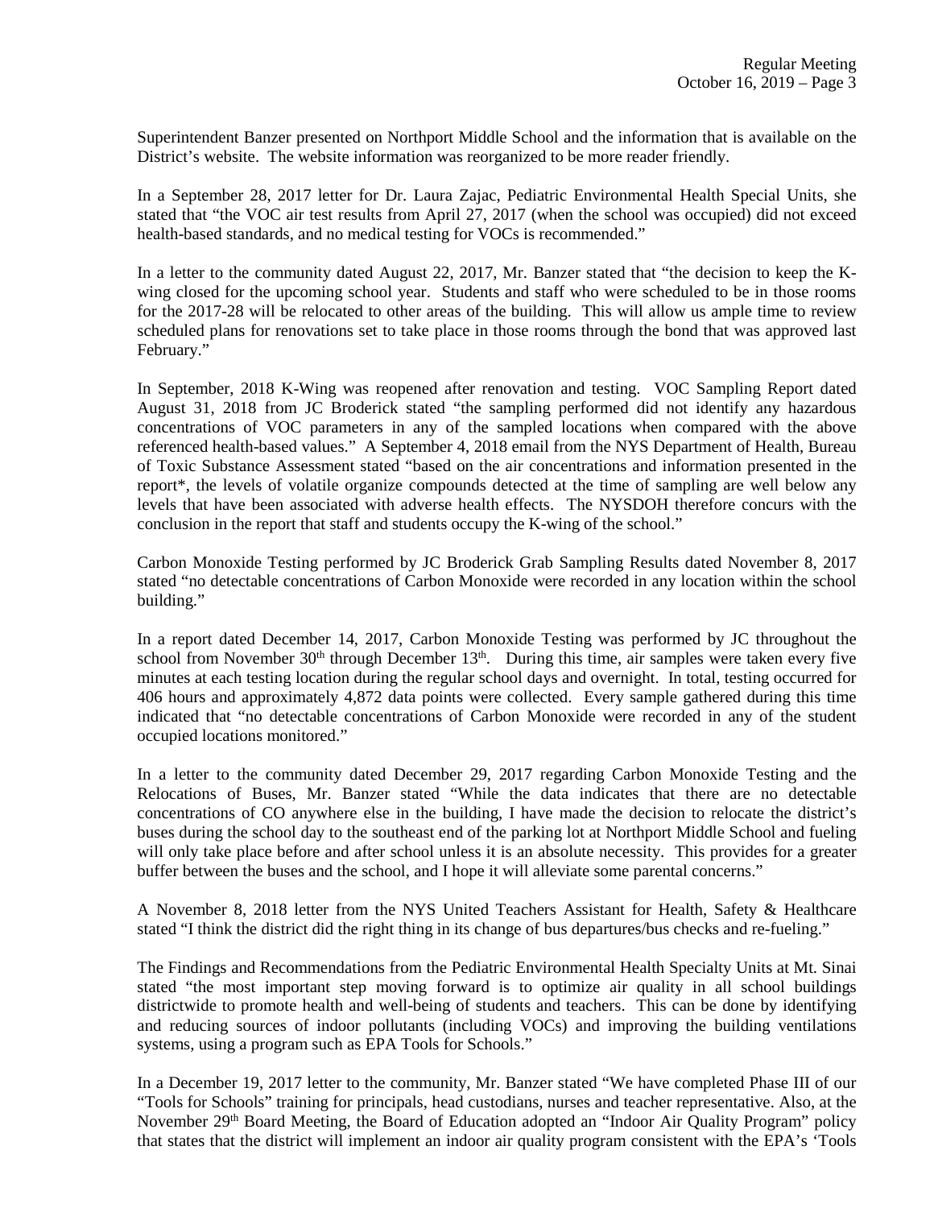Superintendent Banzer presented on Northport Middle School and the information that is available on the District's website. The website information was reorganized to be more reader friendly.

In a September 28, 2017 letter for Dr. Laura Zajac, Pediatric Environmental Health Special Units, she stated that "the VOC air test results from April 27, 2017 (when the school was occupied) did not exceed health-based standards, and no medical testing for VOCs is recommended."

In a letter to the community dated August 22, 2017, Mr. Banzer stated that "the decision to keep the K-wing closed for the upcoming school year. Students and staff who were scheduled to be in those rooms for the 2017-28 will be relocated to other areas of the building. This will allow us ample time to review scheduled plans for renovations set to take place in those rooms through the bond that was approved last February."

In September, 2018 K-Wing was reopened after renovation and testing. VOC Sampling Report dated August 31, 2018 from JC Broderick stated "the sampling performed did not identify any hazardous concentrations of VOC parameters in any of the sampled locations when compared with the above referenced health-based values." A September 4, 2018 email from the NYS Department of Health, Bureau of Toxic Substance Assessment stated "based on the air concentrations and information presented in the report*, the levels of volatile organize compounds detected at the time of sampling are well below any levels that have been associated with adverse health effects. The NYSDOH therefore concurs with the conclusion in the report that staff and students occupy the K-wing of the school."

Carbon Monoxide Testing performed by JC Broderick Grab Sampling Results dated November 8, 2017 stated "no detectable concentrations of Carbon Monoxide were recorded in any location within the school building."

In a report dated December 14, 2017, Carbon Monoxide Testing was performed by JC throughout the school from November 30th through December 13th. During this time, air samples were taken every five minutes at each testing location during the regular school days and overnight. In total, testing occurred for 406 hours and approximately 4,872 data points were collected. Every sample gathered during this time indicated that "no detectable concentrations of Carbon Monoxide were recorded in any of the student occupied locations monitored."

In a letter to the community dated December 29, 2017 regarding Carbon Monoxide Testing and the Relocations of Buses, Mr. Banzer stated "While the data indicates that there are no detectable concentrations of CO anywhere else in the building, I have made the decision to relocate the district's buses during the school day to the southeast end of the parking lot at Northport Middle School and fueling will only take place before and after school unless it is an absolute necessity. This provides for a greater buffer between the buses and the school, and I hope it will alleviate some parental concerns."

A November 8, 2018 letter from the NYS United Teachers Assistant for Health, Safety & Healthcare stated "I think the district did the right thing in its change of bus departures/bus checks and re-fueling."

The Findings and Recommendations from the Pediatric Environmental Health Specialty Units at Mt. Sinai stated "the most important step moving forward is to optimize air quality in all school buildings districtwide to promote health and well-being of students and teachers. This can be done by identifying and reducing sources of indoor pollutants (including VOCs) and improving the building ventilations systems, using a program such as EPA Tools for Schools."

In a December 19, 2017 letter to the community, Mr. Banzer stated "We have completed Phase III of our "Tools for Schools" training for principals, head custodians, nurses and teacher representative. Also, at the November 29th Board Meeting, the Board of Education adopted an "Indoor Air Quality Program" policy that states that the district will implement an indoor air quality program consistent with the EPA's 'Tools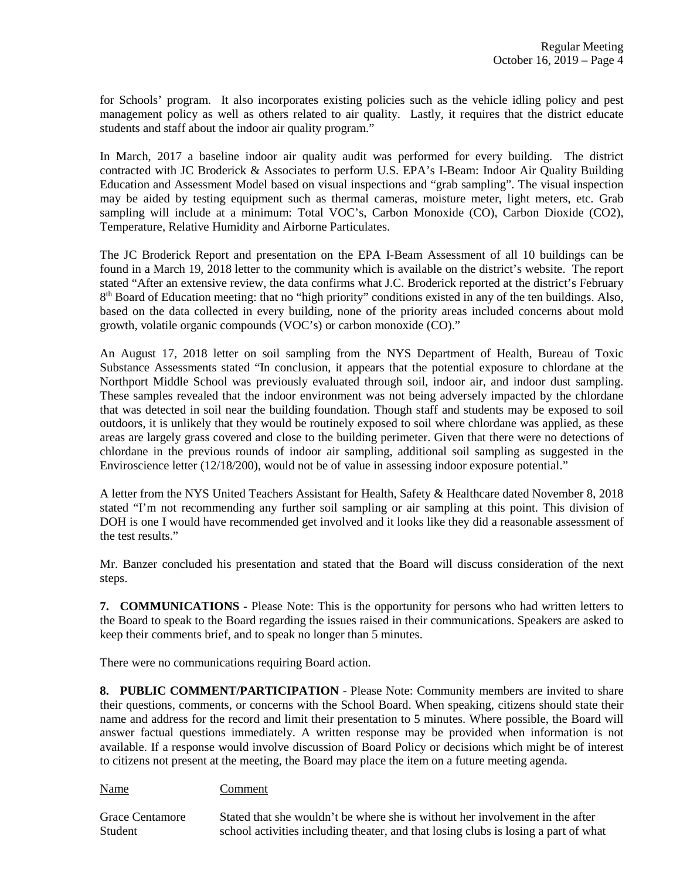for Schools' program. It also incorporates existing policies such as the vehicle idling policy and pest management policy as well as others related to air quality. Lastly, it requires that the district educate students and staff about the indoor air quality program."

In March, 2017 a baseline indoor air quality audit was performed for every building. The district contracted with JC Broderick & Associates to perform U.S. EPA's I-Beam: Indoor Air Quality Building Education and Assessment Model based on visual inspections and "grab sampling". The visual inspection may be aided by testing equipment such as thermal cameras, moisture meter, light meters, etc. Grab sampling will include at a minimum: Total VOC's, Carbon Monoxide (CO), Carbon Dioxide (CO2), Temperature, Relative Humidity and Airborne Particulates.

The JC Broderick Report and presentation on the EPA I-Beam Assessment of all 10 buildings can be found in a March 19, 2018 letter to the community which is available on the district's website. The report stated "After an extensive review, the data confirms what J.C. Broderick reported at the district's February 8th Board of Education meeting: that no "high priority" conditions existed in any of the ten buildings. Also, based on the data collected in every building, none of the priority areas included concerns about mold growth, volatile organic compounds (VOC's) or carbon monoxide (CO)."

An August 17, 2018 letter on soil sampling from the NYS Department of Health, Bureau of Toxic Substance Assessments stated "In conclusion, it appears that the potential exposure to chlordane at the Northport Middle School was previously evaluated through soil, indoor air, and indoor dust sampling. These samples revealed that the indoor environment was not being adversely impacted by the chlordane that was detected in soil near the building foundation. Though staff and students may be exposed to soil outdoors, it is unlikely that they would be routinely exposed to soil where chlordane was applied, as these areas are largely grass covered and close to the building perimeter. Given that there were no detections of chlordane in the previous rounds of indoor air sampling, additional soil sampling as suggested in the Enviroscience letter (12/18/200), would not be of value in assessing indoor exposure potential."

A letter from the NYS United Teachers Assistant for Health, Safety & Healthcare dated November 8, 2018 stated "I'm not recommending any further soil sampling or air sampling at this point. This division of DOH is one I would have recommended get involved and it looks like they did a reasonable assessment of the test results."

Mr. Banzer concluded his presentation and stated that the Board will discuss consideration of the next steps.

**7. COMMUNICATIONS** - Please Note: This is the opportunity for persons who had written letters to the Board to speak to the Board regarding the issues raised in their communications. Speakers are asked to keep their comments brief, and to speak no longer than 5 minutes.

There were no communications requiring Board action.

**8. PUBLIC COMMENT/PARTICIPATION** - Please Note: Community members are invited to share their questions, comments, or concerns with the School Board. When speaking, citizens should state their name and address for the record and limit their presentation to 5 minutes. Where possible, the Board will answer factual questions immediately. A written response may be provided when information is not available. If a response would involve discussion of Board Policy or decisions which might be of interest to citizens not present at the meeting, the Board may place the item on a future meeting agenda.

| Name | Comment |
| --- | --- |
| Grace Centamore<br>Student | Stated that she wouldn't be where she is without her involvement in the after school activities including theater, and that losing clubs is losing a part of what |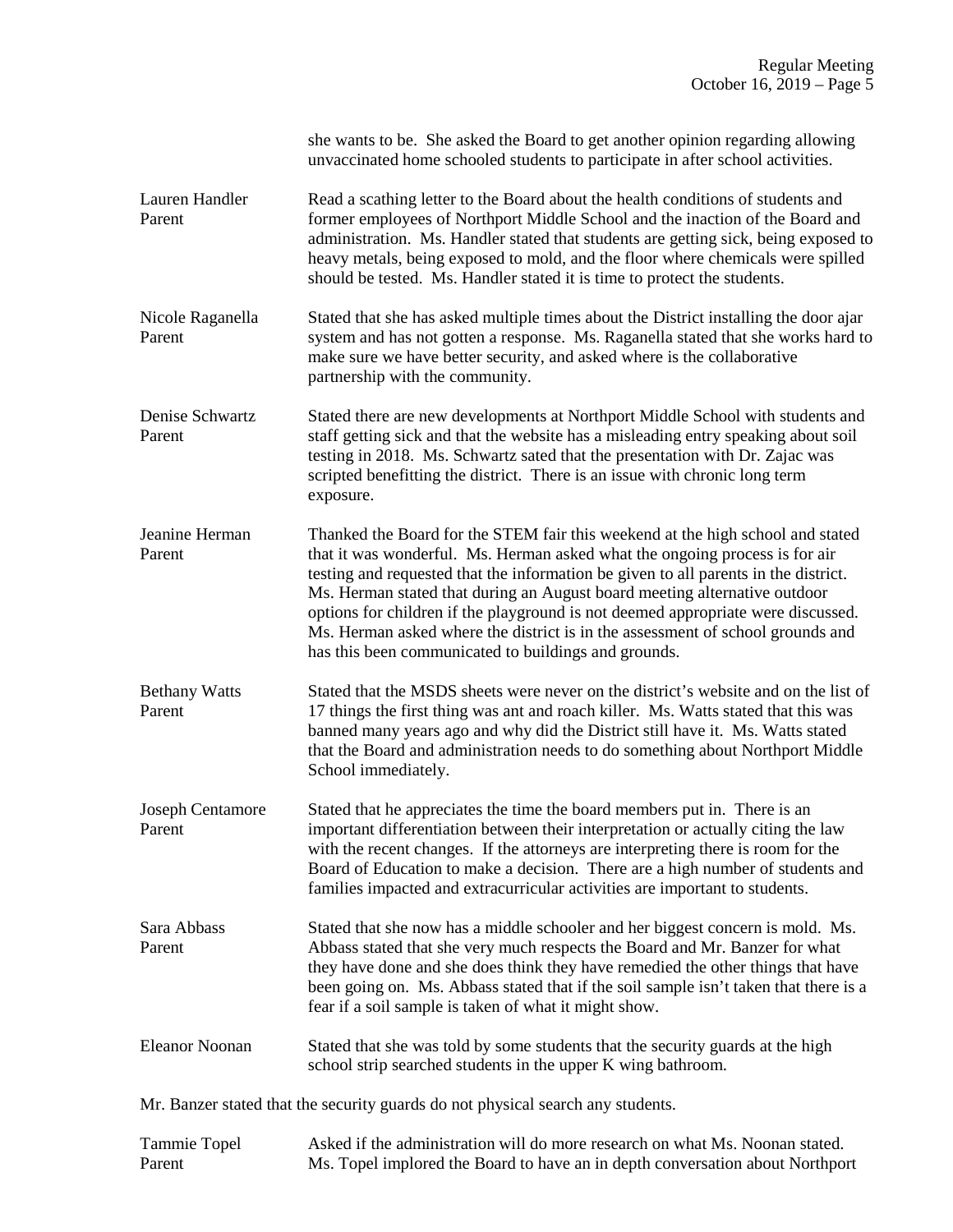she wants to be. She asked the Board to get another opinion regarding allowing unvaccinated home schooled students to participate in after school activities.

| | |
|---|---|
| Lauren Handler<br>Parent | Read a scathing letter to the Board about the health conditions of students and former employees of Northport Middle School and the inaction of the Board and administration. Ms. Handler stated that students are getting sick, being exposed to heavy metals, being exposed to mold, and the floor where chemicals were spilled should be tested. Ms. Handler stated it is time to protect the students. |
| Nicole Raganella<br>Parent | Stated that she has asked multiple times about the District installing the door ajar system and has not gotten a response. Ms. Raganella stated that she works hard to make sure we have better security, and asked where is the collaborative partnership with the community. |
| Denise Schwartz<br>Parent | Stated there are new developments at Northport Middle School with students and staff getting sick and that the website has a misleading entry speaking about soil testing in 2018. Ms. Schwartz sated that the presentation with Dr. Zajac was scripted benefitting the district. There is an issue with chronic long term exposure. |
| Jeanine Herman<br>Parent | Thanked the Board for the STEM fair this weekend at the high school and stated that it was wonderful. Ms. Herman asked what the ongoing process is for air testing and requested that the information be given to all parents in the district. Ms. Herman stated that during an August board meeting alternative outdoor options for children if the playground is not deemed appropriate were discussed. Ms. Herman asked where the district is in the assessment of school grounds and has this been communicated to buildings and grounds. |
| Bethany Watts<br>Parent | Stated that the MSDS sheets were never on the district's website and on the list of 17 things the first thing was ant and roach killer. Ms. Watts stated that this was banned many years ago and why did the District still have it. Ms. Watts stated that the Board and administration needs to do something about Northport Middle School immediately. |
| Joseph Centamore<br>Parent | Stated that he appreciates the time the board members put in. There is an important differentiation between their interpretation or actually citing the law with the recent changes. If the attorneys are interpreting there is room for the Board of Education to make a decision. There are a high number of students and families impacted and extracurricular activities are important to students. |
| Sara Abbass<br>Parent | Stated that she now has a middle schooler and her biggest concern is mold. Ms. Abbass stated that she very much respects the Board and Mr. Banzer for what they have done and she does think they have remedied the other things that have been going on. Ms. Abbass stated that if the soil sample isn't taken that there is a fear if a soil sample is taken of what it might show. |
| Eleanor Noonan | Stated that she was told by some students that the security guards at the high school strip searched students in the upper K wing bathroom. |

Mr. Banzer stated that the security guards do not physical search any students.

| | |
|---|---|
| Tammie Topel<br>Parent | Asked if the administration will do more research on what Ms. Noonan stated. Ms. Topel implored the Board to have an in depth conversation about Northport |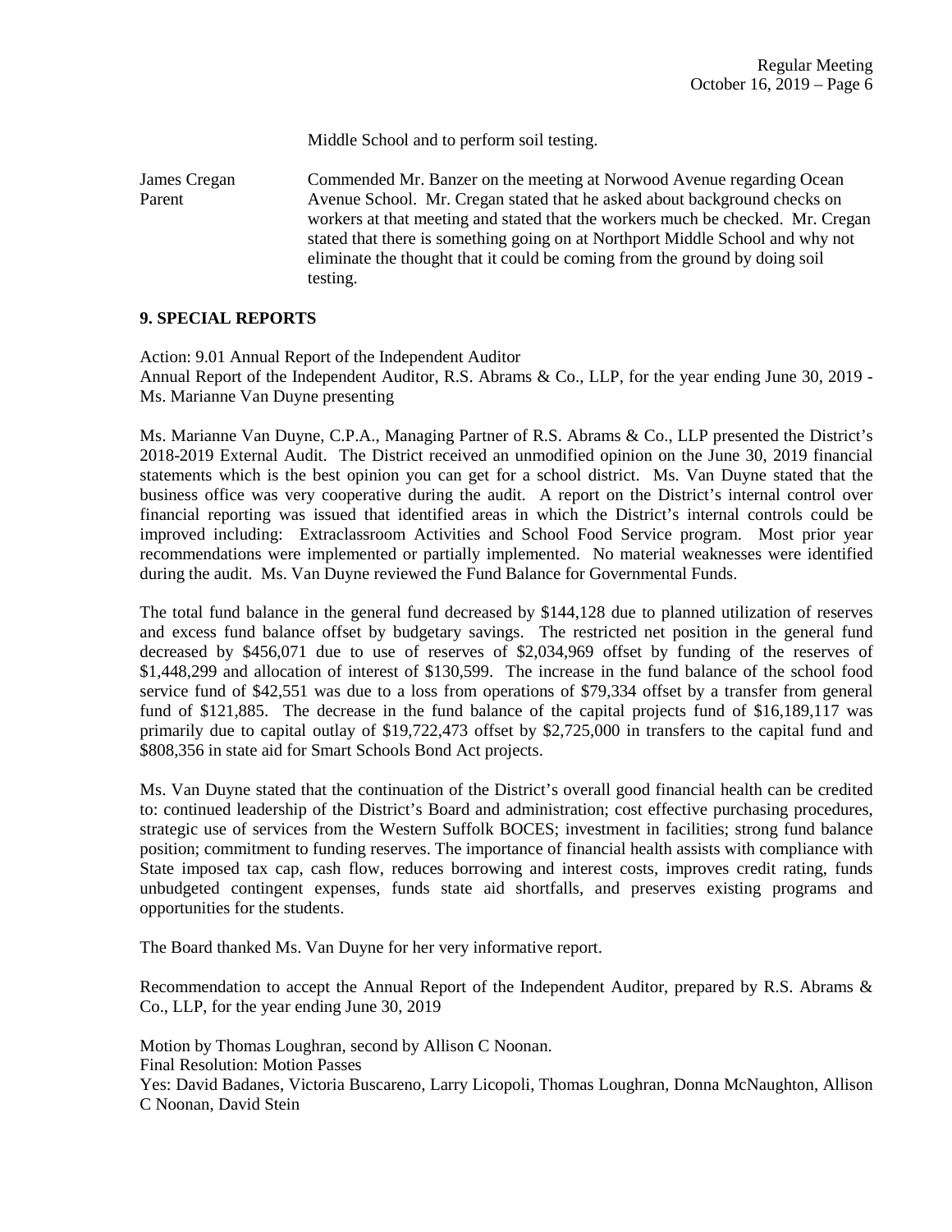Middle School and to perform soil testing.

| | |
|---|---|
| James Cregan<br>Parent | Commended Mr. Banzer on the meeting at Norwood Avenue regarding Ocean Avenue School. Mr. Cregan stated that he asked about background checks on workers at that meeting and stated that the workers much be checked. Mr. Cregan stated that there is something going on at Northport Middle School and why not eliminate the thought that it could be coming from the ground by doing soil testing. |

## 9. SPECIAL REPORTS

Action: 9.01 Annual Report of the Independent Auditor
Annual Report of the Independent Auditor, R.S. Abrams & Co., LLP, for the year ending June 30, 2019 - Ms. Marianne Van Duyne presenting

Ms. Marianne Van Duyne, C.P.A., Managing Partner of R.S. Abrams & Co., LLP presented the District's 2018-2019 External Audit. The District received an unmodified opinion on the June 30, 2019 financial statements which is the best opinion you can get for a school district. Ms. Van Duyne stated that the business office was very cooperative during the audit. A report on the District's internal control over financial reporting was issued that identified areas in which the District's internal controls could be improved including: Extraclassroom Activities and School Food Service program. Most prior year recommendations were implemented or partially implemented. No material weaknesses were identified during the audit. Ms. Van Duyne reviewed the Fund Balance for Governmental Funds.

The total fund balance in the general fund decreased by $144,128 due to planned utilization of reserves and excess fund balance offset by budgetary savings. The restricted net position in the general fund decreased by $456,071 due to use of reserves of $2,034,969 offset by funding of the reserves of $1,448,299 and allocation of interest of $130,599. The increase in the fund balance of the school food service fund of $42,551 was due to a loss from operations of $79,334 offset by a transfer from general fund of $121,885. The decrease in the fund balance of the capital projects fund of $16,189,117 was primarily due to capital outlay of $19,722,473 offset by $2,725,000 in transfers to the capital fund and $808,356 in state aid for Smart Schools Bond Act projects.

Ms. Van Duyne stated that the continuation of the District's overall good financial health can be credited to: continued leadership of the District's Board and administration; cost effective purchasing procedures, strategic use of services from the Western Suffolk BOCES; investment in facilities; strong fund balance position; commitment to funding reserves. The importance of financial health assists with compliance with State imposed tax cap, cash flow, reduces borrowing and interest costs, improves credit rating, funds unbudgeted contingent expenses, funds state aid shortfalls, and preserves existing programs and opportunities for the students.

The Board thanked Ms. Van Duyne for her very informative report.

Recommendation to accept the Annual Report of the Independent Auditor, prepared by R.S. Abrams & Co., LLP, for the year ending June 30, 2019

Motion by Thomas Loughran, second by Allison C Noonan.
Final Resolution: Motion Passes
Yes: David Badanes, Victoria Buscareno, Larry Licopoli, Thomas Loughran, Donna McNaughton, Allison C Noonan, David Stein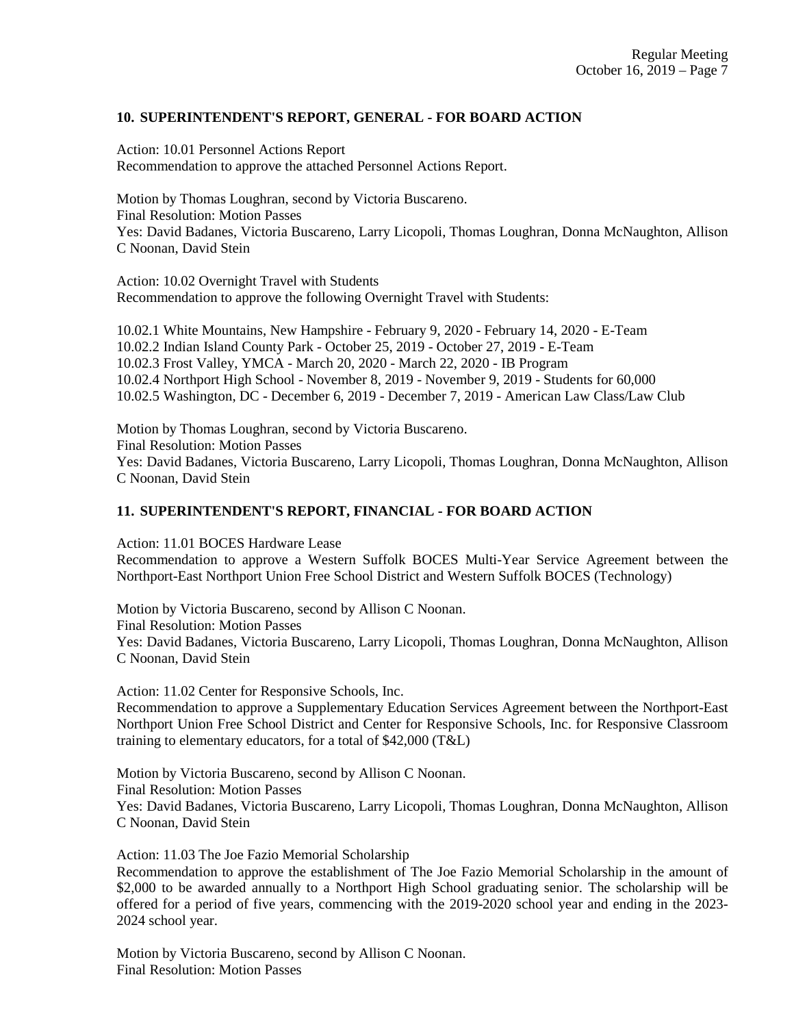## 10. SUPERINTENDENT'S REPORT, GENERAL - FOR BOARD ACTION

Action: 10.01 Personnel Actions Report
Recommendation to approve the attached Personnel Actions Report.

Motion by Thomas Loughran, second by Victoria Buscareno.
Final Resolution: Motion Passes
Yes: David Badanes, Victoria Buscareno, Larry Licopoli, Thomas Loughran, Donna McNaughton, Allison C Noonan, David Stein

Action: 10.02 Overnight Travel with Students
Recommendation to approve the following Overnight Travel with Students:

10.02.1 White Mountains, New Hampshire - February 9, 2020 - February 14, 2020 - E-Team
10.02.2 Indian Island County Park - October 25, 2019 - October 27, 2019 - E-Team
10.02.3 Frost Valley, YMCA - March 20, 2020 - March 22, 2020 - IB Program
10.02.4 Northport High School - November 8, 2019 - November 9, 2019 - Students for 60,000
10.02.5 Washington, DC - December 6, 2019 - December 7, 2019 - American Law Class/Law Club

Motion by Thomas Loughran, second by Victoria Buscareno.
Final Resolution: Motion Passes
Yes: David Badanes, Victoria Buscareno, Larry Licopoli, Thomas Loughran, Donna McNaughton, Allison C Noonan, David Stein

## 11. SUPERINTENDENT'S REPORT, FINANCIAL - FOR BOARD ACTION

Action: 11.01 BOCES Hardware Lease
Recommendation to approve a Western Suffolk BOCES Multi-Year Service Agreement between the Northport-East Northport Union Free School District and Western Suffolk BOCES (Technology)

Motion by Victoria Buscareno, second by Allison C Noonan.
Final Resolution: Motion Passes
Yes: David Badanes, Victoria Buscareno, Larry Licopoli, Thomas Loughran, Donna McNaughton, Allison C Noonan, David Stein

Action: 11.02 Center for Responsive Schools, Inc.
Recommendation to approve a Supplementary Education Services Agreement between the Northport-East Northport Union Free School District and Center for Responsive Schools, Inc. for Responsive Classroom training to elementary educators, for a total of $42,000 (T&L)

Motion by Victoria Buscareno, second by Allison C Noonan.
Final Resolution: Motion Passes
Yes: David Badanes, Victoria Buscareno, Larry Licopoli, Thomas Loughran, Donna McNaughton, Allison C Noonan, David Stein

Action: 11.03 The Joe Fazio Memorial Scholarship
Recommendation to approve the establishment of The Joe Fazio Memorial Scholarship in the amount of $2,000 to be awarded annually to a Northport High School graduating senior. The scholarship will be offered for a period of five years, commencing with the 2019-2020 school year and ending in the 2023-2024 school year.

Motion by Victoria Buscareno, second by Allison C Noonan.
Final Resolution: Motion Passes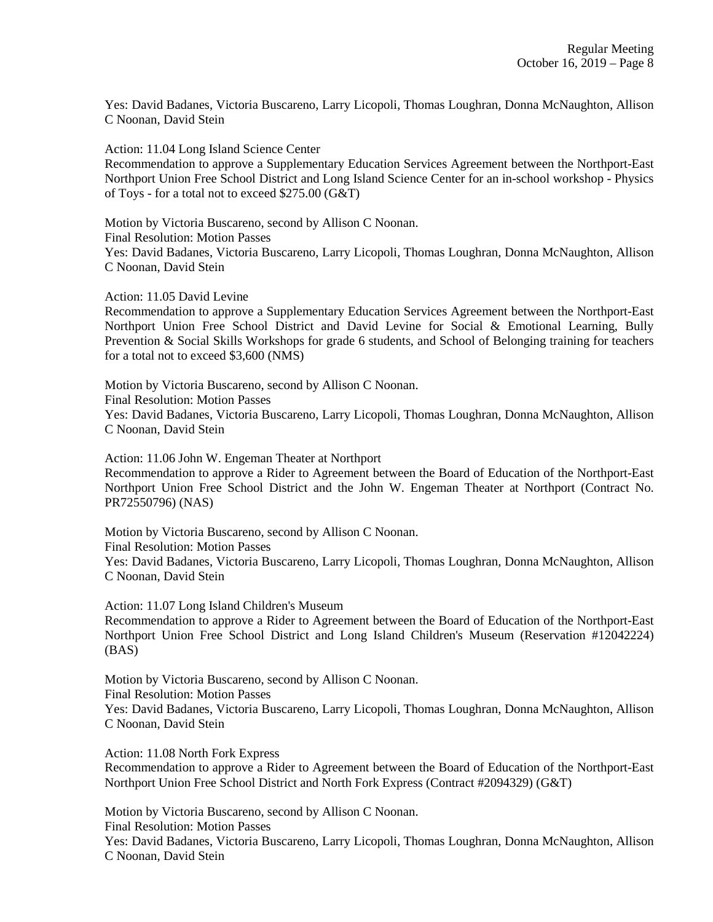Yes: David Badanes, Victoria Buscareno, Larry Licopoli, Thomas Loughran, Donna McNaughton, Allison C Noonan, David Stein

Action: 11.04 Long Island Science Center
Recommendation to approve a Supplementary Education Services Agreement between the Northport-East Northport Union Free School District and Long Island Science Center for an in-school workshop - Physics of Toys - for a total not to exceed $275.00 (G&T)

Motion by Victoria Buscareno, second by Allison C Noonan.
Final Resolution: Motion Passes
Yes: David Badanes, Victoria Buscareno, Larry Licopoli, Thomas Loughran, Donna McNaughton, Allison C Noonan, David Stein

Action: 11.05 David Levine
Recommendation to approve a Supplementary Education Services Agreement between the Northport-East Northport Union Free School District and David Levine for Social & Emotional Learning, Bully Prevention & Social Skills Workshops for grade 6 students, and School of Belonging training for teachers for a total not to exceed $3,600 (NMS)

Motion by Victoria Buscareno, second by Allison C Noonan.
Final Resolution: Motion Passes
Yes: David Badanes, Victoria Buscareno, Larry Licopoli, Thomas Loughran, Donna McNaughton, Allison C Noonan, David Stein

Action: 11.06 John W. Engeman Theater at Northport
Recommendation to approve a Rider to Agreement between the Board of Education of the Northport-East Northport Union Free School District and the John W. Engeman Theater at Northport (Contract No. PR72550796) (NAS)

Motion by Victoria Buscareno, second by Allison C Noonan.
Final Resolution: Motion Passes
Yes: David Badanes, Victoria Buscareno, Larry Licopoli, Thomas Loughran, Donna McNaughton, Allison C Noonan, David Stein

Action: 11.07 Long Island Children's Museum
Recommendation to approve a Rider to Agreement between the Board of Education of the Northport-East Northport Union Free School District and Long Island Children's Museum (Reservation #12042224) (BAS)

Motion by Victoria Buscareno, second by Allison C Noonan.
Final Resolution: Motion Passes
Yes: David Badanes, Victoria Buscareno, Larry Licopoli, Thomas Loughran, Donna McNaughton, Allison C Noonan, David Stein

Action: 11.08 North Fork Express
Recommendation to approve a Rider to Agreement between the Board of Education of the Northport-East Northport Union Free School District and North Fork Express (Contract #2094329) (G&T)

Motion by Victoria Buscareno, second by Allison C Noonan.
Final Resolution: Motion Passes
Yes: David Badanes, Victoria Buscareno, Larry Licopoli, Thomas Loughran, Donna McNaughton, Allison C Noonan, David Stein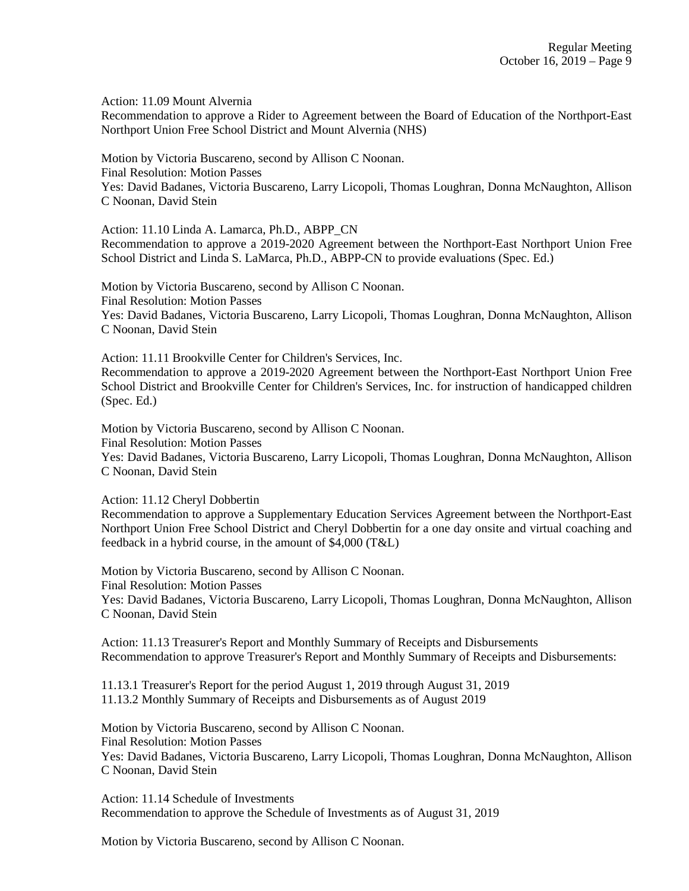Action: 11.09 Mount Alvernia
Recommendation to approve a Rider to Agreement between the Board of Education of the Northport-East Northport Union Free School District and Mount Alvernia (NHS)

Motion by Victoria Buscareno, second by Allison C Noonan.
Final Resolution: Motion Passes
Yes: David Badanes, Victoria Buscareno, Larry Licopoli, Thomas Loughran, Donna McNaughton, Allison C Noonan, David Stein

Action: 11.10 Linda A. Lamarca, Ph.D., ABPP_CN
Recommendation to approve a 2019-2020 Agreement between the Northport-East Northport Union Free School District and Linda S. LaMarca, Ph.D., ABPP-CN to provide evaluations (Spec. Ed.)

Motion by Victoria Buscareno, second by Allison C Noonan.
Final Resolution: Motion Passes
Yes: David Badanes, Victoria Buscareno, Larry Licopoli, Thomas Loughran, Donna McNaughton, Allison C Noonan, David Stein

Action: 11.11 Brookville Center for Children's Services, Inc.
Recommendation to approve a 2019-2020 Agreement between the Northport-East Northport Union Free School District and Brookville Center for Children's Services, Inc. for instruction of handicapped children (Spec. Ed.)

Motion by Victoria Buscareno, second by Allison C Noonan.
Final Resolution: Motion Passes
Yes: David Badanes, Victoria Buscareno, Larry Licopoli, Thomas Loughran, Donna McNaughton, Allison C Noonan, David Stein

Action: 11.12 Cheryl Dobbertin
Recommendation to approve a Supplementary Education Services Agreement between the Northport-East Northport Union Free School District and Cheryl Dobbertin for a one day onsite and virtual coaching and feedback in a hybrid course, in the amount of $4,000 (T&L)

Motion by Victoria Buscareno, second by Allison C Noonan.
Final Resolution: Motion Passes
Yes: David Badanes, Victoria Buscareno, Larry Licopoli, Thomas Loughran, Donna McNaughton, Allison C Noonan, David Stein

Action: 11.13 Treasurer's Report and Monthly Summary of Receipts and Disbursements
Recommendation to approve Treasurer's Report and Monthly Summary of Receipts and Disbursements:

11.13.1 Treasurer's Report for the period August 1, 2019 through August 31, 2019
11.13.2 Monthly Summary of Receipts and Disbursements as of August 2019

Motion by Victoria Buscareno, second by Allison C Noonan.
Final Resolution: Motion Passes
Yes: David Badanes, Victoria Buscareno, Larry Licopoli, Thomas Loughran, Donna McNaughton, Allison C Noonan, David Stein

Action: 11.14 Schedule of Investments
Recommendation to approve the Schedule of Investments as of August 31, 2019

Motion by Victoria Buscareno, second by Allison C Noonan.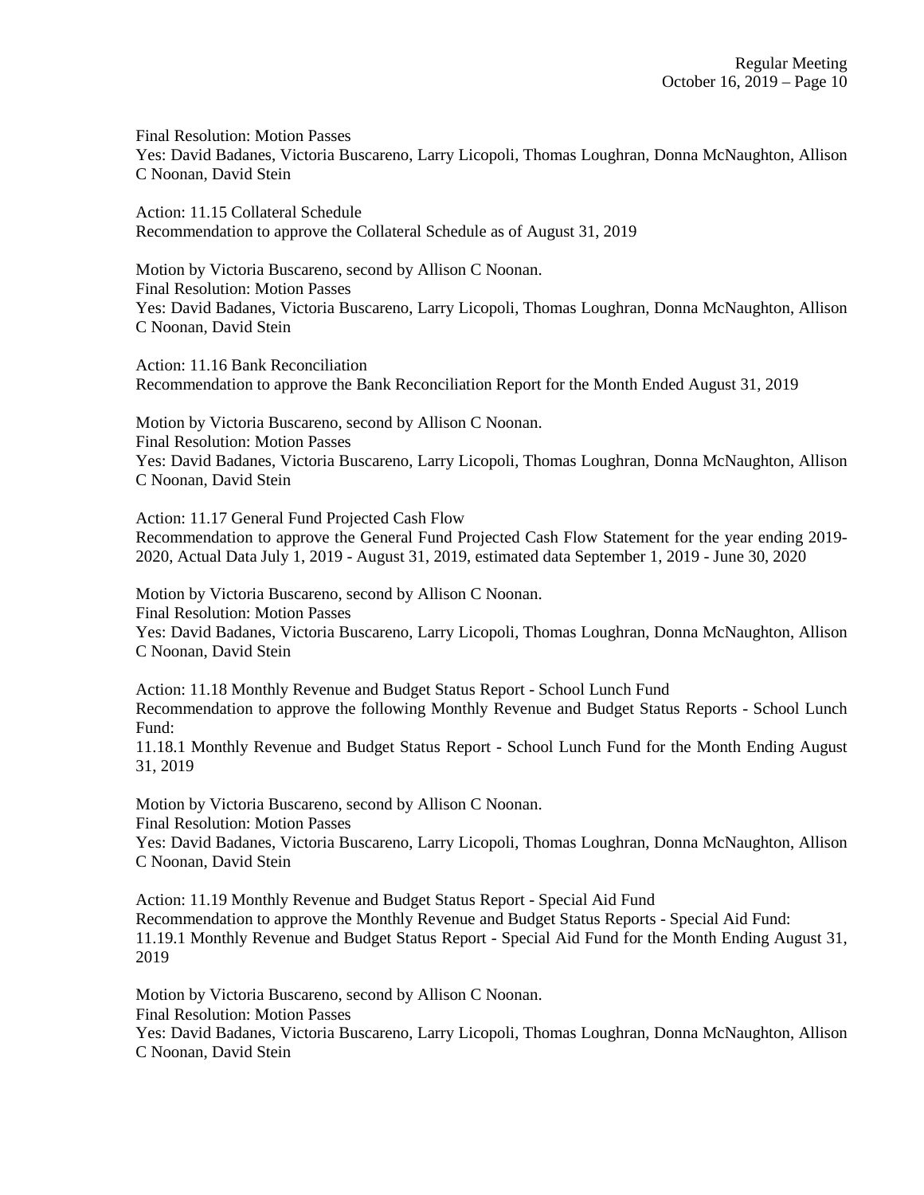Final Resolution: Motion Passes
Yes: David Badanes, Victoria Buscareno, Larry Licopoli, Thomas Loughran, Donna McNaughton, Allison C Noonan, David Stein

Action: 11.15 Collateral Schedule
Recommendation to approve the Collateral Schedule as of August 31, 2019

Motion by Victoria Buscareno, second by Allison C Noonan.
Final Resolution: Motion Passes
Yes: David Badanes, Victoria Buscareno, Larry Licopoli, Thomas Loughran, Donna McNaughton, Allison C Noonan, David Stein

Action: 11.16 Bank Reconciliation
Recommendation to approve the Bank Reconciliation Report for the Month Ended August 31, 2019

Motion by Victoria Buscareno, second by Allison C Noonan.
Final Resolution: Motion Passes
Yes: David Badanes, Victoria Buscareno, Larry Licopoli, Thomas Loughran, Donna McNaughton, Allison C Noonan, David Stein

Action: 11.17 General Fund Projected Cash Flow
Recommendation to approve the General Fund Projected Cash Flow Statement for the year ending 2019-2020, Actual Data July 1, 2019 - August 31, 2019, estimated data September 1, 2019 - June 30, 2020

Motion by Victoria Buscareno, second by Allison C Noonan.
Final Resolution: Motion Passes
Yes: David Badanes, Victoria Buscareno, Larry Licopoli, Thomas Loughran, Donna McNaughton, Allison C Noonan, David Stein

Action: 11.18 Monthly Revenue and Budget Status Report - School Lunch Fund
Recommendation to approve the following Monthly Revenue and Budget Status Reports - School Lunch Fund:
11.18.1 Monthly Revenue and Budget Status Report - School Lunch Fund for the Month Ending August 31, 2019

Motion by Victoria Buscareno, second by Allison C Noonan.
Final Resolution: Motion Passes
Yes: David Badanes, Victoria Buscareno, Larry Licopoli, Thomas Loughran, Donna McNaughton, Allison C Noonan, David Stein

Action: 11.19 Monthly Revenue and Budget Status Report - Special Aid Fund
Recommendation to approve the Monthly Revenue and Budget Status Reports - Special Aid Fund:
11.19.1 Monthly Revenue and Budget Status Report - Special Aid Fund for the Month Ending August 31, 2019

Motion by Victoria Buscareno, second by Allison C Noonan.
Final Resolution: Motion Passes
Yes: David Badanes, Victoria Buscareno, Larry Licopoli, Thomas Loughran, Donna McNaughton, Allison C Noonan, David Stein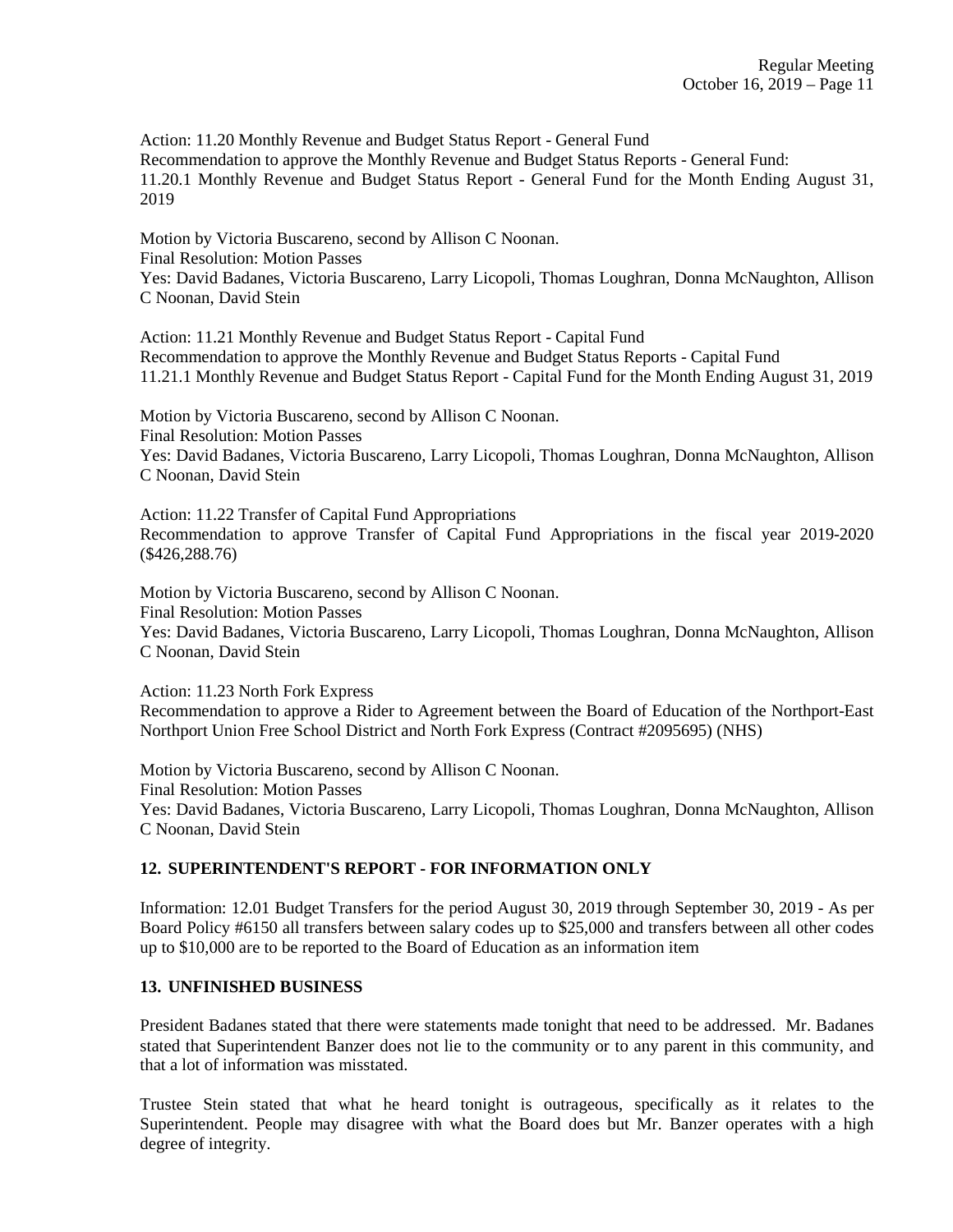Action: 11.20 Monthly Revenue and Budget Status Report - General Fund
Recommendation to approve the Monthly Revenue and Budget Status Reports - General Fund:
11.20.1 Monthly Revenue and Budget Status Report - General Fund for the Month Ending August 31, 2019

Motion by Victoria Buscareno, second by Allison C Noonan.
Final Resolution: Motion Passes
Yes: David Badanes, Victoria Buscareno, Larry Licopoli, Thomas Loughran, Donna McNaughton, Allison C Noonan, David Stein

Action: 11.21 Monthly Revenue and Budget Status Report - Capital Fund
Recommendation to approve the Monthly Revenue and Budget Status Reports - Capital Fund
11.21.1 Monthly Revenue and Budget Status Report - Capital Fund for the Month Ending August 31, 2019

Motion by Victoria Buscareno, second by Allison C Noonan.
Final Resolution: Motion Passes
Yes: David Badanes, Victoria Buscareno, Larry Licopoli, Thomas Loughran, Donna McNaughton, Allison C Noonan, David Stein

Action: 11.22 Transfer of Capital Fund Appropriations
Recommendation to approve Transfer of Capital Fund Appropriations in the fiscal year 2019-2020 ($426,288.76)

Motion by Victoria Buscareno, second by Allison C Noonan.
Final Resolution: Motion Passes
Yes: David Badanes, Victoria Buscareno, Larry Licopoli, Thomas Loughran, Donna McNaughton, Allison C Noonan, David Stein

Action: 11.23 North Fork Express
Recommendation to approve a Rider to Agreement between the Board of Education of the Northport-East Northport Union Free School District and North Fork Express (Contract #2095695) (NHS)

Motion by Victoria Buscareno, second by Allison C Noonan.
Final Resolution: Motion Passes
Yes: David Badanes, Victoria Buscareno, Larry Licopoli, Thomas Loughran, Donna McNaughton, Allison C Noonan, David Stein

## 12. SUPERINTENDENT'S REPORT - FOR INFORMATION ONLY

Information: 12.01 Budget Transfers for the period August 30, 2019 through September 30, 2019 - As per Board Policy #6150 all transfers between salary codes up to $25,000 and transfers between all other codes up to $10,000 are to be reported to the Board of Education as an information item

## 13. UNFINISHED BUSINESS

President Badanes stated that there were statements made tonight that need to be addressed. Mr. Badanes stated that Superintendent Banzer does not lie to the community or to any parent in this community, and that a lot of information was misstated.

Trustee Stein stated that what he heard tonight is outrageous, specifically as it relates to the Superintendent. People may disagree with what the Board does but Mr. Banzer operates with a high degree of integrity.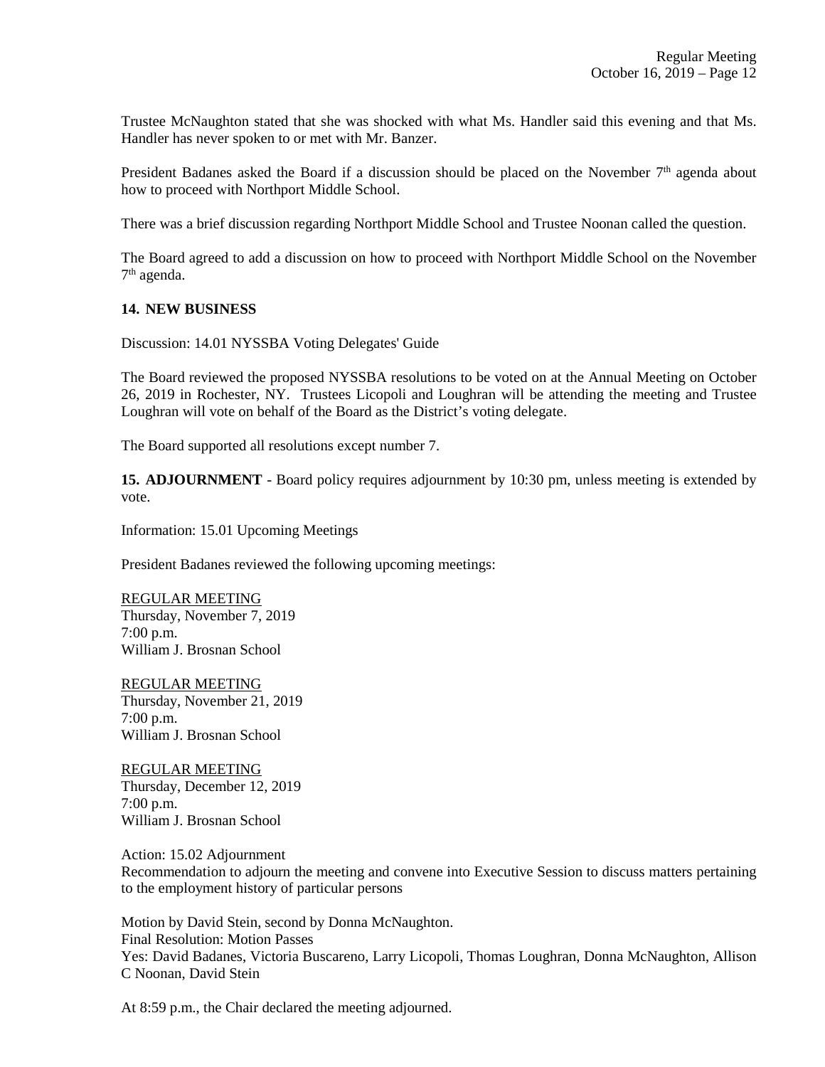Trustee McNaughton stated that she was shocked with what Ms. Handler said this evening and that Ms. Handler has never spoken to or met with Mr. Banzer.

President Badanes asked the Board if a discussion should be placed on the November 7th agenda about how to proceed with Northport Middle School.

There was a brief discussion regarding Northport Middle School and Trustee Noonan called the question.

The Board agreed to add a discussion on how to proceed with Northport Middle School on the November 7th agenda.

**14. NEW BUSINESS**

Discussion: 14.01 NYSSBA Voting Delegates' Guide

The Board reviewed the proposed NYSSBA resolutions to be voted on at the Annual Meeting on October 26, 2019 in Rochester, NY. Trustees Licopoli and Loughran will be attending the meeting and Trustee Loughran will vote on behalf of the Board as the District's voting delegate.

The Board supported all resolutions except number 7.

**15. ADJOURNMENT** - Board policy requires adjournment by 10:30 pm, unless meeting is extended by vote.

Information: 15.01 Upcoming Meetings

President Badanes reviewed the following upcoming meetings:

REGULAR MEETING
Thursday, November 7, 2019
7:00 p.m.
William J. Brosnan School

REGULAR MEETING
Thursday, November 21, 2019
7:00 p.m.
William J. Brosnan School

REGULAR MEETING
Thursday, December 12, 2019
7:00 p.m.
William J. Brosnan School

Action: 15.02 Adjournment
Recommendation to adjourn the meeting and convene into Executive Session to discuss matters pertaining to the employment history of particular persons

Motion by David Stein, second by Donna McNaughton.
Final Resolution: Motion Passes
Yes: David Badanes, Victoria Buscareno, Larry Licopoli, Thomas Loughran, Donna McNaughton, Allison C Noonan, David Stein

At 8:59 p.m., the Chair declared the meeting adjourned.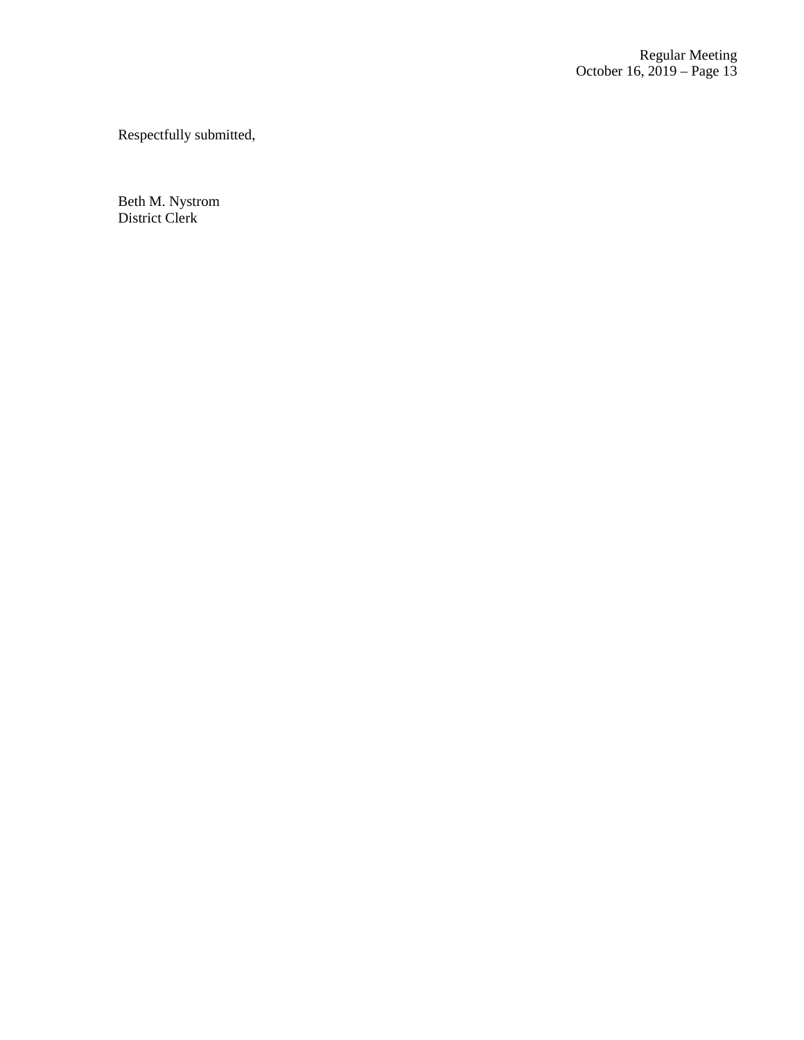Respectfully submitted,

Beth M. Nystrom
District Clerk